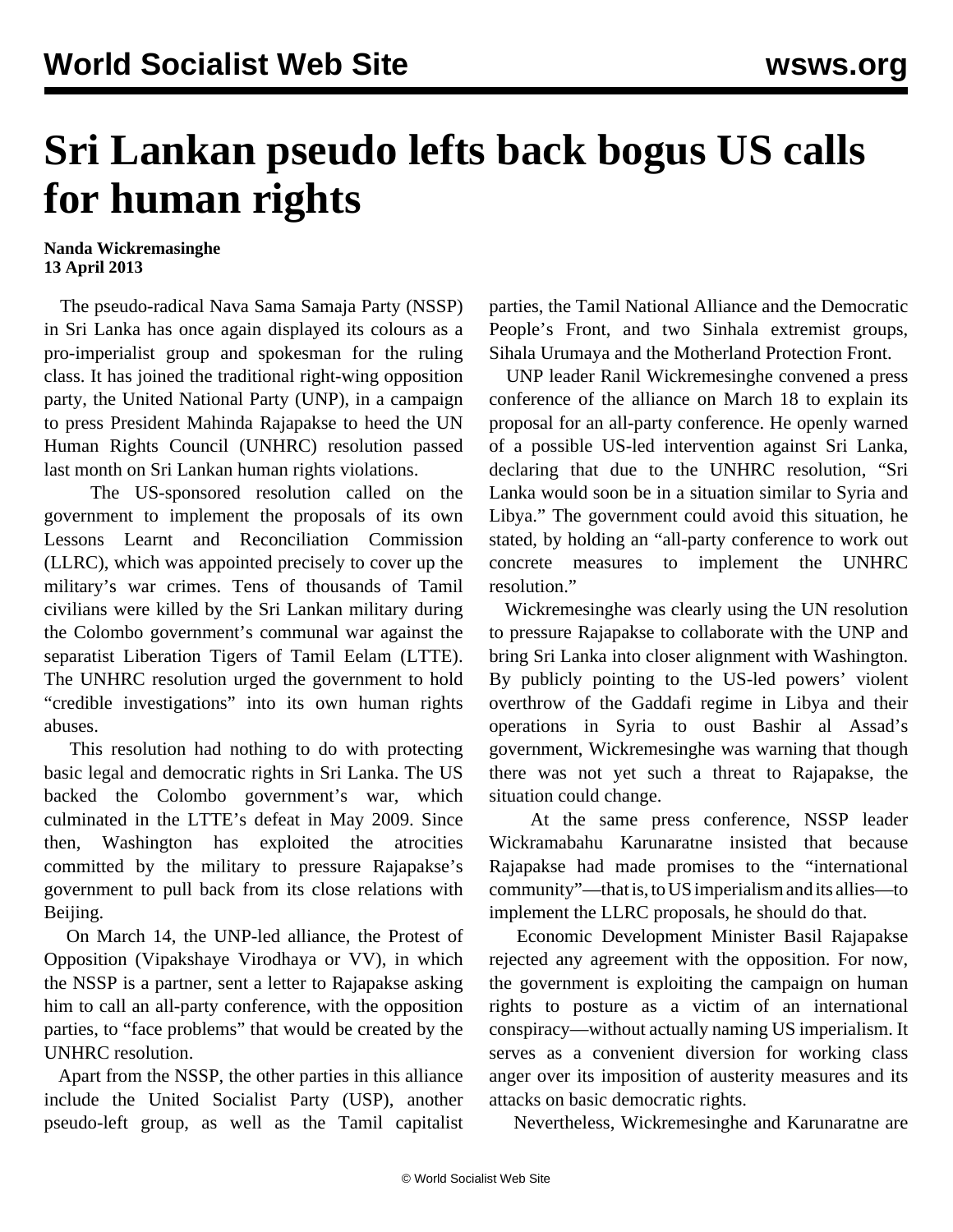# Sri Lankan pseudo lefts back bogus US calls for human rights

**Nanda Wickremasinghe**
**13 April 2013**

The pseudo-radical Nava Sama Samaja Party (NSSP) in Sri Lanka has once again displayed its colours as a pro-imperialist group and spokesman for the ruling class. It has joined the traditional right-wing opposition party, the United National Party (UNP), in a campaign to press President Mahinda Rajapakse to heed the UN Human Rights Council (UNHRC) resolution passed last month on Sri Lankan human rights violations.

The US-sponsored resolution called on the government to implement the proposals of its own Lessons Learnt and Reconciliation Commission (LLRC), which was appointed precisely to cover up the military's war crimes. Tens of thousands of Tamil civilians were killed by the Sri Lankan military during the Colombo government's communal war against the separatist Liberation Tigers of Tamil Eelam (LTTE). The UNHRC resolution urged the government to hold "credible investigations" into its own human rights abuses.

This resolution had nothing to do with protecting basic legal and democratic rights in Sri Lanka. The US backed the Colombo government's war, which culminated in the LTTE's defeat in May 2009. Since then, Washington has exploited the atrocities committed by the military to pressure Rajapakse's government to pull back from its close relations with Beijing.

On March 14, the UNP-led alliance, the Protest of Opposition (Vipakshaye Virodhaya or VV), in which the NSSP is a partner, sent a letter to Rajapakse asking him to call an all-party conference, with the opposition parties, to "face problems" that would be created by the UNHRC resolution.

Apart from the NSSP, the other parties in this alliance include the United Socialist Party (USP), another pseudo-left group, as well as the Tamil capitalist parties, the Tamil National Alliance and the Democratic People's Front, and two Sinhala extremist groups, Sihala Urumaya and the Motherland Protection Front.

UNP leader Ranil Wickremesinghe convened a press conference of the alliance on March 18 to explain its proposal for an all-party conference. He openly warned of a possible US-led intervention against Sri Lanka, declaring that due to the UNHRC resolution, "Sri Lanka would soon be in a situation similar to Syria and Libya." The government could avoid this situation, he stated, by holding an "all-party conference to work out concrete measures to implement the UNHRC resolution."

Wickremesinghe was clearly using the UN resolution to pressure Rajapakse to collaborate with the UNP and bring Sri Lanka into closer alignment with Washington. By publicly pointing to the US-led powers' violent overthrow of the Gaddafi regime in Libya and their operations in Syria to oust Bashir al Assad's government, Wickremesinghe was warning that though there was not yet such a threat to Rajapakse, the situation could change.

At the same press conference, NSSP leader Wickramabahu Karunaratne insisted that because Rajapakse had made promises to the "international community"—that is, to US imperialism and its allies—to implement the LLRC proposals, he should do that.

Economic Development Minister Basil Rajapakse rejected any agreement with the opposition. For now, the government is exploiting the campaign on human rights to posture as a victim of an international conspiracy—without actually naming US imperialism. It serves as a convenient diversion for working class anger over its imposition of austerity measures and its attacks on basic democratic rights.

Nevertheless, Wickremesinghe and Karunaratne are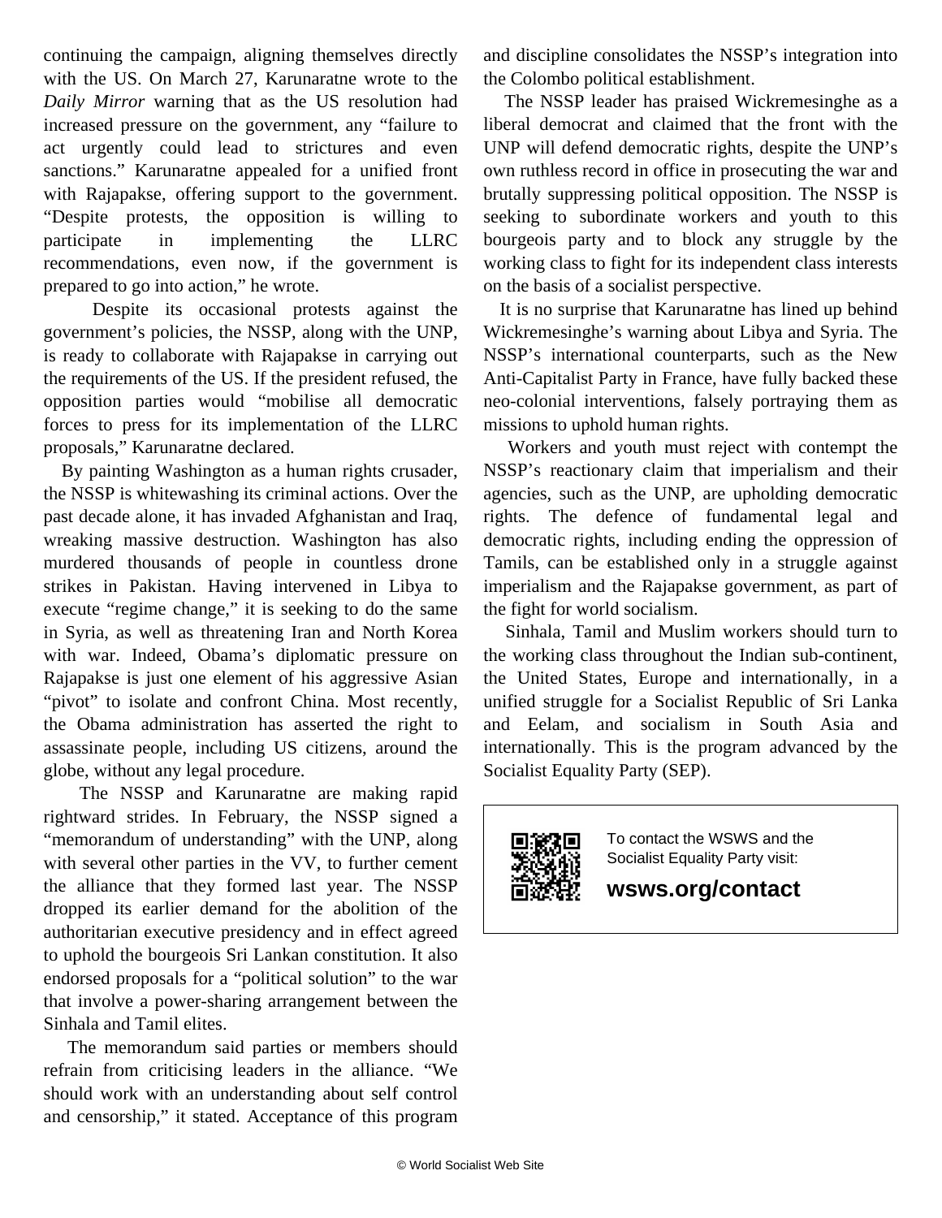continuing the campaign, aligning themselves directly with the US. On March 27, Karunaratne wrote to the *Daily Mirror* warning that as the US resolution had increased pressure on the government, any "failure to act urgently could lead to strictures and even sanctions." Karunaratne appealed for a unified front with Rajapakse, offering support to the government. "Despite protests, the opposition is willing to participate in implementing the LLRC recommendations, even now, if the government is prepared to go into action," he wrote.

Despite its occasional protests against the government's policies, the NSSP, along with the UNP, is ready to collaborate with Rajapakse in carrying out the requirements of the US. If the president refused, the opposition parties would "mobilise all democratic forces to press for its implementation of the LLRC proposals," Karunaratne declared.

By painting Washington as a human rights crusader, the NSSP is whitewashing its criminal actions. Over the past decade alone, it has invaded Afghanistan and Iraq, wreaking massive destruction. Washington has also murdered thousands of people in countless drone strikes in Pakistan. Having intervened in Libya to execute "regime change," it is seeking to do the same in Syria, as well as threatening Iran and North Korea with war. Indeed, Obama's diplomatic pressure on Rajapakse is just one element of his aggressive Asian "pivot" to isolate and confront China. Most recently, the Obama administration has asserted the right to assassinate people, including US citizens, around the globe, without any legal procedure.

The NSSP and Karunaratne are making rapid rightward strides. In February, the NSSP signed a "memorandum of understanding" with the UNP, along with several other parties in the VV, to further cement the alliance that they formed last year. The NSSP dropped its earlier demand for the abolition of the authoritarian executive presidency and in effect agreed to uphold the bourgeois Sri Lankan constitution. It also endorsed proposals for a "political solution" to the war that involve a power-sharing arrangement between the Sinhala and Tamil elites.

The memorandum said parties or members should refrain from criticising leaders in the alliance. "We should work with an understanding about self control and censorship," it stated. Acceptance of this program and discipline consolidates the NSSP's integration into the Colombo political establishment.

The NSSP leader has praised Wickremesinghe as a liberal democrat and claimed that the front with the UNP will defend democratic rights, despite the UNP's own ruthless record in office in prosecuting the war and brutally suppressing political opposition. The NSSP is seeking to subordinate workers and youth to this bourgeois party and to block any struggle by the working class to fight for its independent class interests on the basis of a socialist perspective.

It is no surprise that Karunaratne has lined up behind Wickremesinghe's warning about Libya and Syria. The NSSP's international counterparts, such as the New Anti-Capitalist Party in France, have fully backed these neo-colonial interventions, falsely portraying them as missions to uphold human rights.

Workers and youth must reject with contempt the NSSP's reactionary claim that imperialism and their agencies, such as the UNP, are upholding democratic rights. The defence of fundamental legal and democratic rights, including ending the oppression of Tamils, can be established only in a struggle against imperialism and the Rajapakse government, as part of the fight for world socialism.

Sinhala, Tamil and Muslim workers should turn to the working class throughout the Indian sub-continent, the United States, Europe and internationally, in a unified struggle for a Socialist Republic of Sri Lanka and Eelam, and socialism in South Asia and internationally. This is the program advanced by the Socialist Equality Party (SEP).

To contact the WSWS and the Socialist Equality Party visit:

**wsws.org/contact**